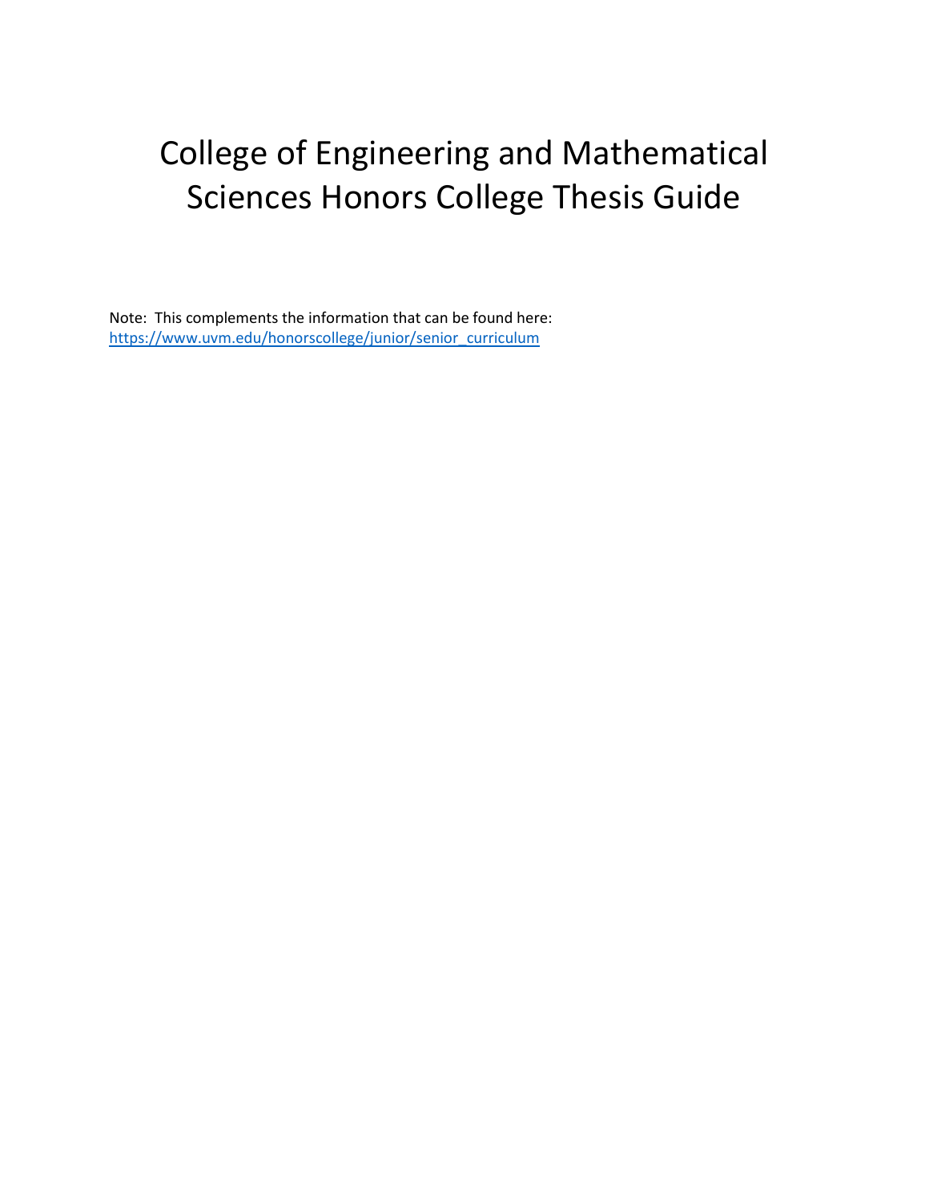# College of Engineering and Mathematical Sciences Honors College Thesis Guide

Note: This complements the information that can be found here: [https://www.uvm.edu/honorscollege/junior/senior_curriculum](https://www.uvm.edu/honorscollege/junior/senior_curriculum)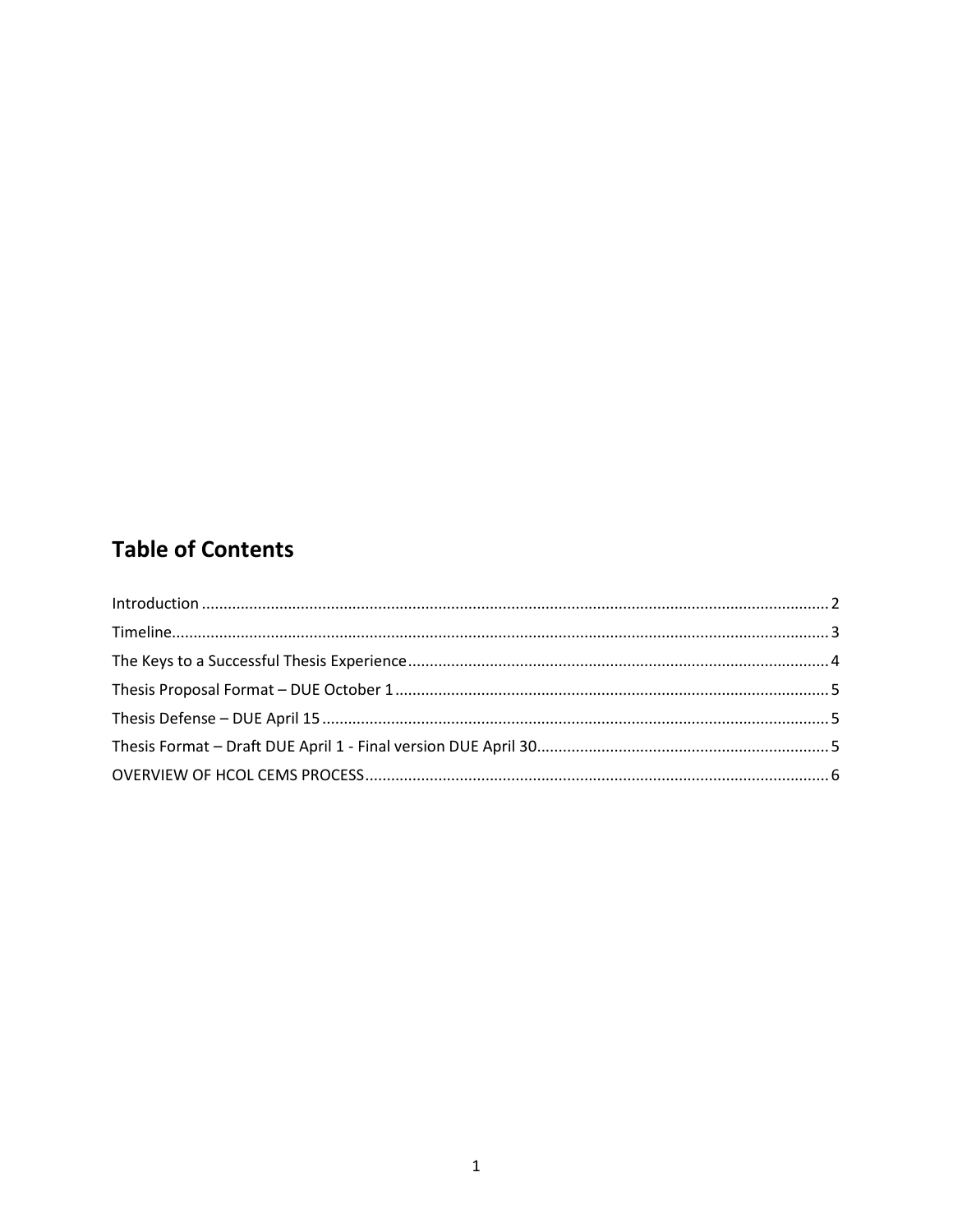## Table of Contents

Introduction ........................................................................................................................................ 2
Timeline................................................................................................................................................ 3
The Keys to a Successful Thesis Experience ................................................................................. 4
Thesis Proposal Format – DUE October 1 ..................................................................................... 5
Thesis Defense – DUE April 15 ........................................................................................................ 5
Thesis Format – Draft DUE April 1 - Final version DUE April 30.................................................. 5
OVERVIEW OF HCOL CEMS PROCESS ........................................................................................... 6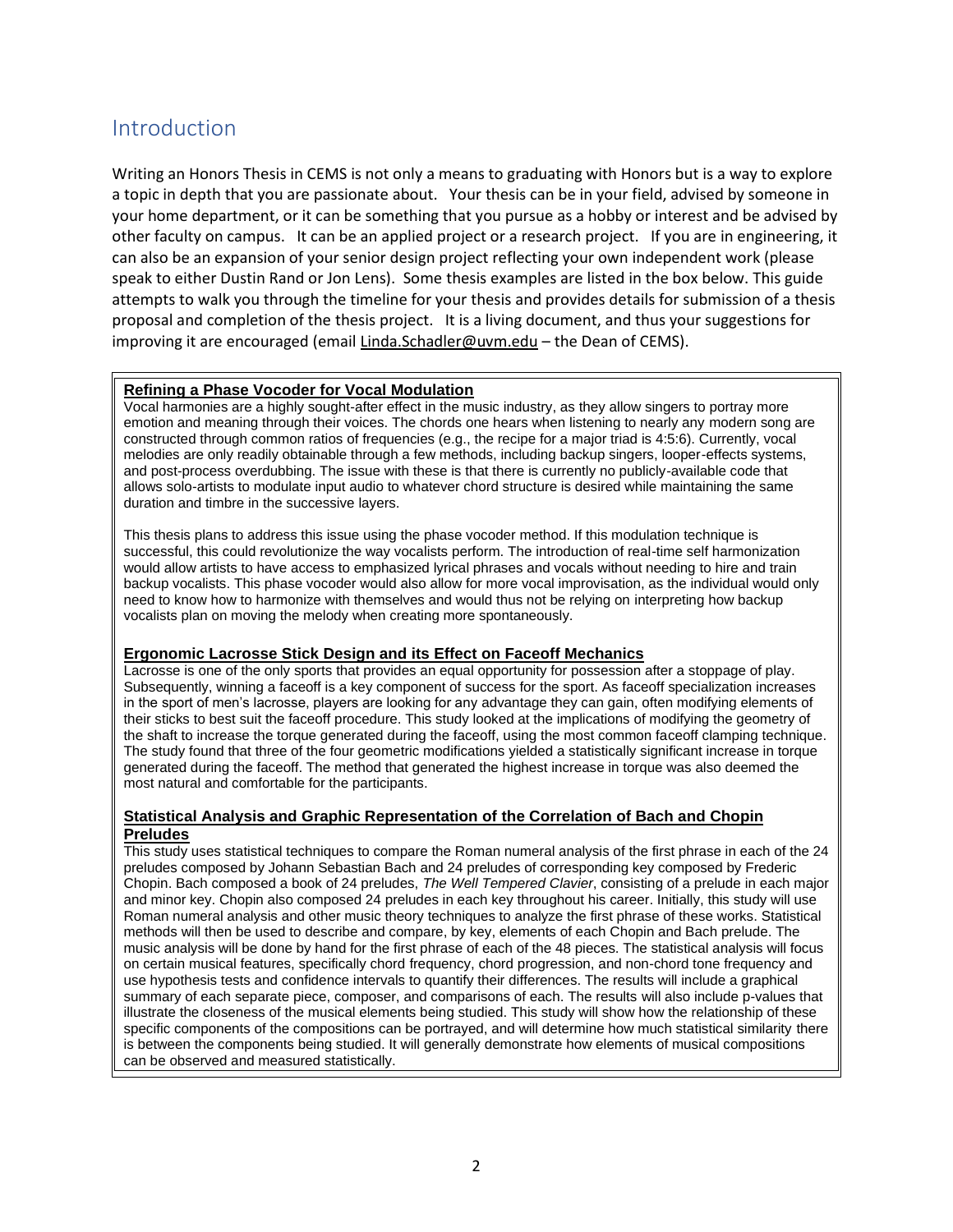## Introduction

Writing an Honors Thesis in CEMS is not only a means to graduating with Honors but is a way to explore a topic in depth that you are passionate about. Your thesis can be in your field, advised by someone in your home department, or it can be something that you pursue as a hobby or interest and be advised by other faculty on campus. It can be an applied project or a research project. If you are in engineering, it can also be an expansion of your senior design project reflecting your own independent work (please speak to either Dustin Rand or Jon Lens). Some thesis examples are listed in the box below. This guide attempts to walk you through the timeline for your thesis and provides details for submission of a thesis proposal and completion of the thesis project. It is a living document, and thus your suggestions for improving it are encouraged (email Linda.Schadler@uvm.edu – the Dean of CEMS).

**Refining a Phase Vocoder for Vocal Modulation**

Vocal harmonies are a highly sought-after effect in the music industry, as they allow singers to portray more emotion and meaning through their voices. The chords one hears when listening to nearly any modern song are constructed through common ratios of frequencies (e.g., the recipe for a major triad is 4:5:6). Currently, vocal melodies are only readily obtainable through a few methods, including backup singers, looper-effects systems, and post-process overdubbing. The issue with these is that there is currently no publicly-available code that allows solo-artists to modulate input audio to whatever chord structure is desired while maintaining the same duration and timbre in the successive layers.

This thesis plans to address this issue using the phase vocoder method. If this modulation technique is successful, this could revolutionize the way vocalists perform. The introduction of real-time self harmonization would allow artists to have access to emphasized lyrical phrases and vocals without needing to hire and train backup vocalists. This phase vocoder would also allow for more vocal improvisation, as the individual would only need to know how to harmonize with themselves and would thus not be relying on interpreting how backup vocalists plan on moving the melody when creating more spontaneously.

**Ergonomic Lacrosse Stick Design and its Effect on Faceoff Mechanics**

Lacrosse is one of the only sports that provides an equal opportunity for possession after a stoppage of play. Subsequently, winning a faceoff is a key component of success for the sport. As faceoff specialization increases in the sport of men's lacrosse, players are looking for any advantage they can gain, often modifying elements of their sticks to best suit the faceoff procedure. This study looked at the implications of modifying the geometry of the shaft to increase the torque generated during the faceoff, using the most common faceoff clamping technique. The study found that three of the four geometric modifications yielded a statistically significant increase in torque generated during the faceoff. The method that generated the highest increase in torque was also deemed the most natural and comfortable for the participants.

**Statistical Analysis and Graphic Representation of the Correlation of Bach and Chopin Preludes**

This study uses statistical techniques to compare the Roman numeral analysis of the first phrase in each of the 24 preludes composed by Johann Sebastian Bach and 24 preludes of corresponding key composed by Frederic Chopin. Bach composed a book of 24 preludes, *The Well Tempered Clavier*, consisting of a prelude in each major and minor key. Chopin also composed 24 preludes in each key throughout his career. Initially, this study will use Roman numeral analysis and other music theory techniques to analyze the first phrase of these works. Statistical methods will then be used to describe and compare, by key, elements of each Chopin and Bach prelude. The music analysis will be done by hand for the first phrase of each of the 48 pieces. The statistical analysis will focus on certain musical features, specifically chord frequency, chord progression, and non-chord tone frequency and use hypothesis tests and confidence intervals to quantify their differences. The results will include a graphical summary of each separate piece, composer, and comparisons of each. The results will also include p-values that illustrate the closeness of the musical elements being studied. This study will show how the relationship of these specific components of the compositions can be portrayed, and will determine how much statistical similarity there is between the components being studied. It will generally demonstrate how elements of musical compositions can be observed and measured statistically.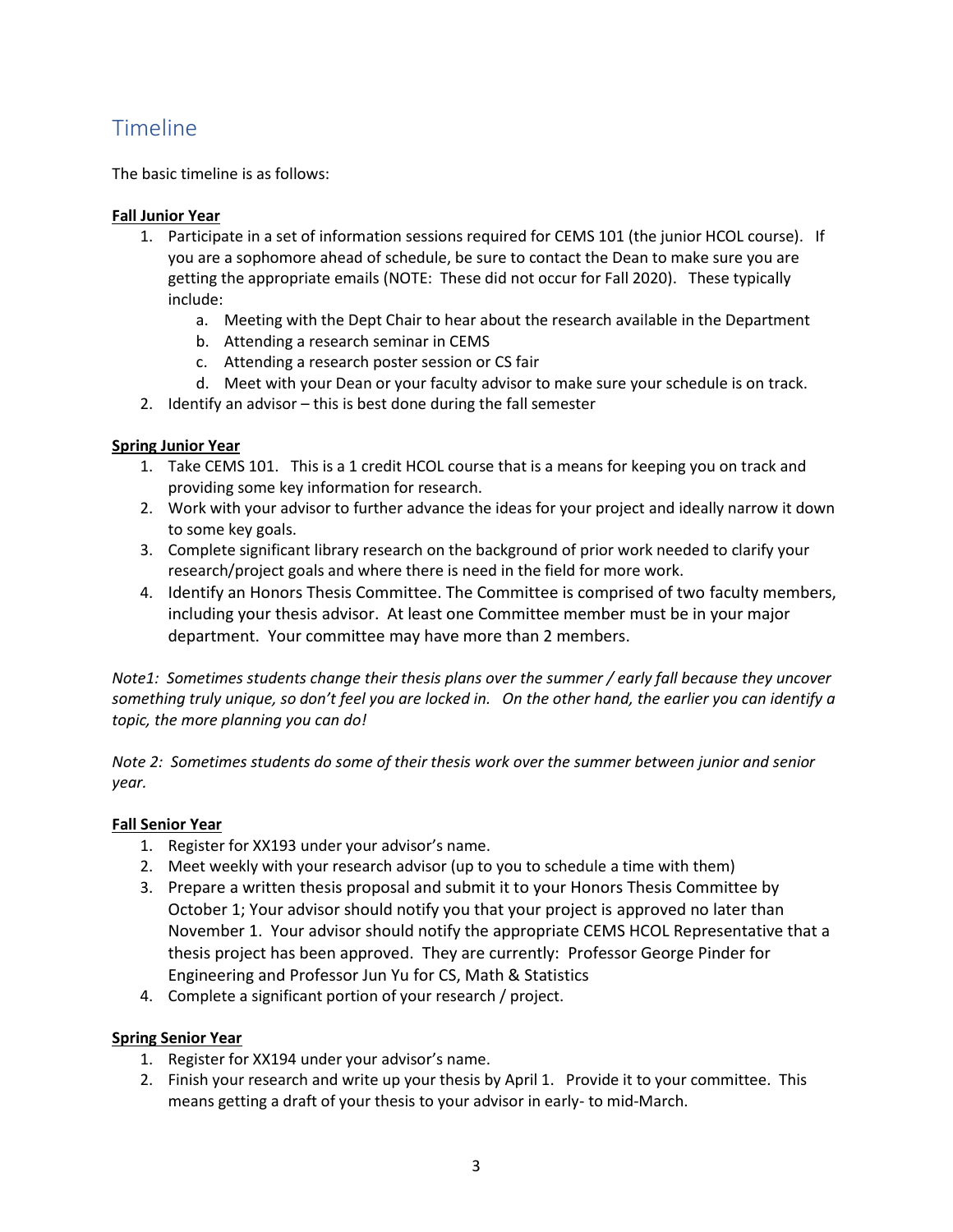## Timeline

The basic timeline is as follows:

**Fall Junior Year**

1. Participate in a set of information sessions required for CEMS 101 (the junior HCOL course). If you are a sophomore ahead of schedule, be sure to contact the Dean to make sure you are getting the appropriate emails (NOTE: These did not occur for Fall 2020). These typically include:
    a. Meeting with the Dept Chair to hear about the research available in the Department
    b. Attending a research seminar in CEMS
    c. Attending a research poster session or CS fair
    d. Meet with your Dean or your faculty advisor to make sure your schedule is on track.
2. Identify an advisor – this is best done during the fall semester

**Spring Junior Year**

1. Take CEMS 101. This is a 1 credit HCOL course that is a means for keeping you on track and providing some key information for research.
2. Work with your advisor to further advance the ideas for your project and ideally narrow it down to some key goals.
3. Complete significant library research on the background of prior work needed to clarify your research/project goals and where there is need in the field for more work.
4. Identify an Honors Thesis Committee. The Committee is comprised of two faculty members, including your thesis advisor. At least one Committee member must be in your major department. Your committee may have more than 2 members.

*Note1: Sometimes students change their thesis plans over the summer / early fall because they uncover something truly unique, so don't feel you are locked in. On the other hand, the earlier you can identify a topic, the more planning you can do!*

*Note 2: Sometimes students do some of their thesis work over the summer between junior and senior year.*

**Fall Senior Year**

1. Register for XX193 under your advisor's name.
2. Meet weekly with your research advisor (up to you to schedule a time with them)
3. Prepare a written thesis proposal and submit it to your Honors Thesis Committee by October 1; Your advisor should notify you that your project is approved no later than November 1. Your advisor should notify the appropriate CEMS HCOL Representative that a thesis project has been approved. They are currently: Professor George Pinder for Engineering and Professor Jun Yu for CS, Math & Statistics
4. Complete a significant portion of your research / project.

**Spring Senior Year**

1. Register for XX194 under your advisor's name.
2. Finish your research and write up your thesis by April 1. Provide it to your committee. This means getting a draft of your thesis to your advisor in early- to mid-March.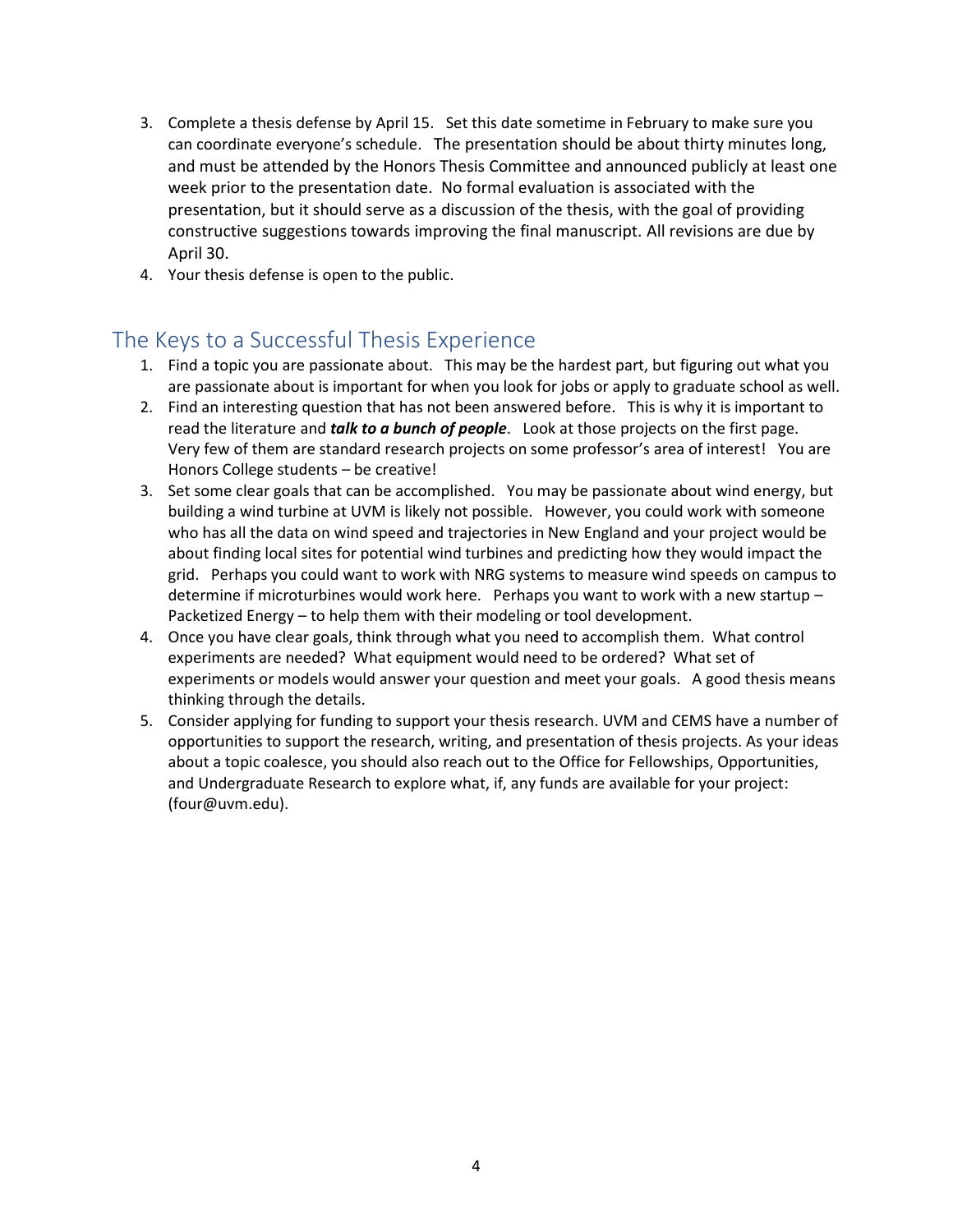3. Complete a thesis defense by April 15. Set this date sometime in February to make sure you can coordinate everyone's schedule. The presentation should be about thirty minutes long, and must be attended by the Honors Thesis Committee and announced publicly at least one week prior to the presentation date. No formal evaluation is associated with the presentation, but it should serve as a discussion of the thesis, with the goal of providing constructive suggestions towards improving the final manuscript. All revisions are due by April 30.
4. Your thesis defense is open to the public.

## The Keys to a Successful Thesis Experience

1. Find a topic you are passionate about. This may be the hardest part, but figuring out what you are passionate about is important for when you look for jobs or apply to graduate school as well.
2. Find an interesting question that has not been answered before. This is why it is important to read the literature and ***talk to a bunch of people***. Look at those projects on the first page. Very few of them are standard research projects on some professor's area of interest! You are Honors College students – be creative!
3. Set some clear goals that can be accomplished. You may be passionate about wind energy, but building a wind turbine at UVM is likely not possible. However, you could work with someone who has all the data on wind speed and trajectories in New England and your project would be about finding local sites for potential wind turbines and predicting how they would impact the grid. Perhaps you could want to work with NRG systems to measure wind speeds on campus to determine if microturbines would work here. Perhaps you want to work with a new startup – Packetized Energy – to help them with their modeling or tool development.
4. Once you have clear goals, think through what you need to accomplish them. What control experiments are needed? What equipment would need to be ordered? What set of experiments or models would answer your question and meet your goals. A good thesis means thinking through the details.
5. Consider applying for funding to support your thesis research. UVM and CEMS have a number of opportunities to support the research, writing, and presentation of thesis projects. As your ideas about a topic coalesce, you should also reach out to the Office for Fellowships, Opportunities, and Undergraduate Research to explore what, if, any funds are available for your project: (four@uvm.edu).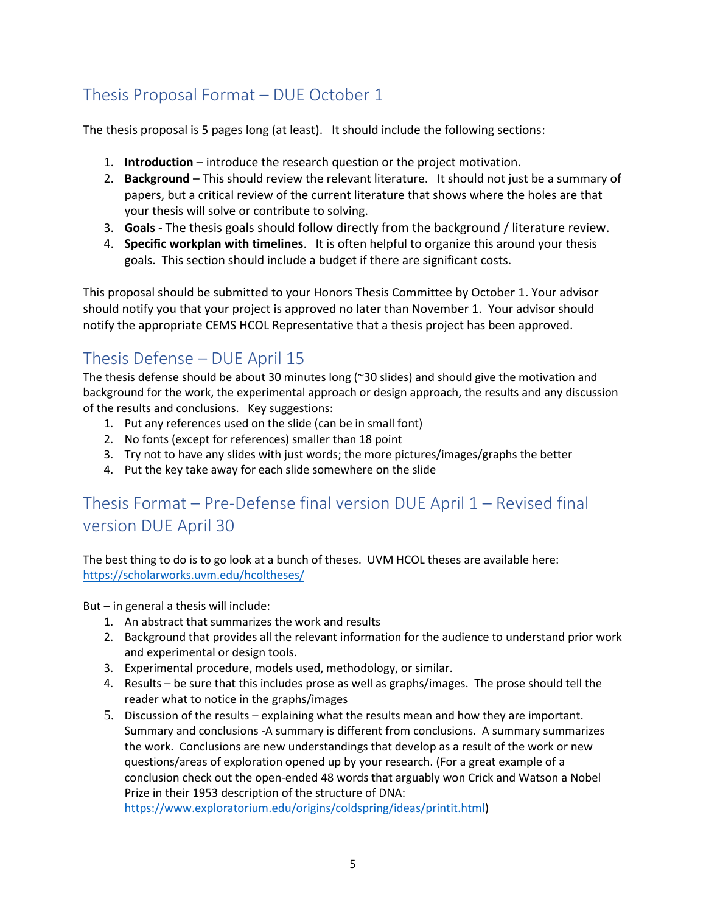## Thesis Proposal Format – DUE October 1

The thesis proposal is 5 pages long (at least). It should include the following sections:

1. **Introduction** – introduce the research question or the project motivation.
2. **Background** – This should review the relevant literature. It should not just be a summary of papers, but a critical review of the current literature that shows where the holes are that your thesis will solve or contribute to solving.
3. **Goals** - The thesis goals should follow directly from the background / literature review.
4. **Specific workplan with timelines**. It is often helpful to organize this around your thesis goals. This section should include a budget if there are significant costs.

This proposal should be submitted to your Honors Thesis Committee by October 1. Your advisor should notify you that your project is approved no later than November 1. Your advisor should notify the appropriate CEMS HCOL Representative that a thesis project has been approved.

## Thesis Defense – DUE April 15

The thesis defense should be about 30 minutes long (~30 slides) and should give the motivation and background for the work, the experimental approach or design approach, the results and any discussion of the results and conclusions. Key suggestions:

1. Put any references used on the slide (can be in small font)
2. No fonts (except for references) smaller than 18 point
3. Try not to have any slides with just words; the more pictures/images/graphs the better
4. Put the key take away for each slide somewhere on the slide

## Thesis Format – Pre-Defense final version DUE April 1 – Revised final version DUE April 30

The best thing to do is to go look at a bunch of theses. UVM HCOL theses are available here: https://scholarworks.uvm.edu/hcoltheses/

But – in general a thesis will include:

1. An abstract that summarizes the work and results
2. Background that provides all the relevant information for the audience to understand prior work and experimental or design tools.
3. Experimental procedure, models used, methodology, or similar.
4. Results – be sure that this includes prose as well as graphs/images. The prose should tell the reader what to notice in the graphs/images
5. Discussion of the results – explaining what the results mean and how they are important. Summary and conclusions -A summary is different from conclusions. A summary summarizes the work. Conclusions are new understandings that develop as a result of the work or new questions/areas of exploration opened up by your research. (For a great example of a conclusion check out the open-ended 48 words that arguably won Crick and Watson a Nobel Prize in their 1953 description of the structure of DNA: https://www.exploratorium.edu/origins/coldspring/ideas/printit.html)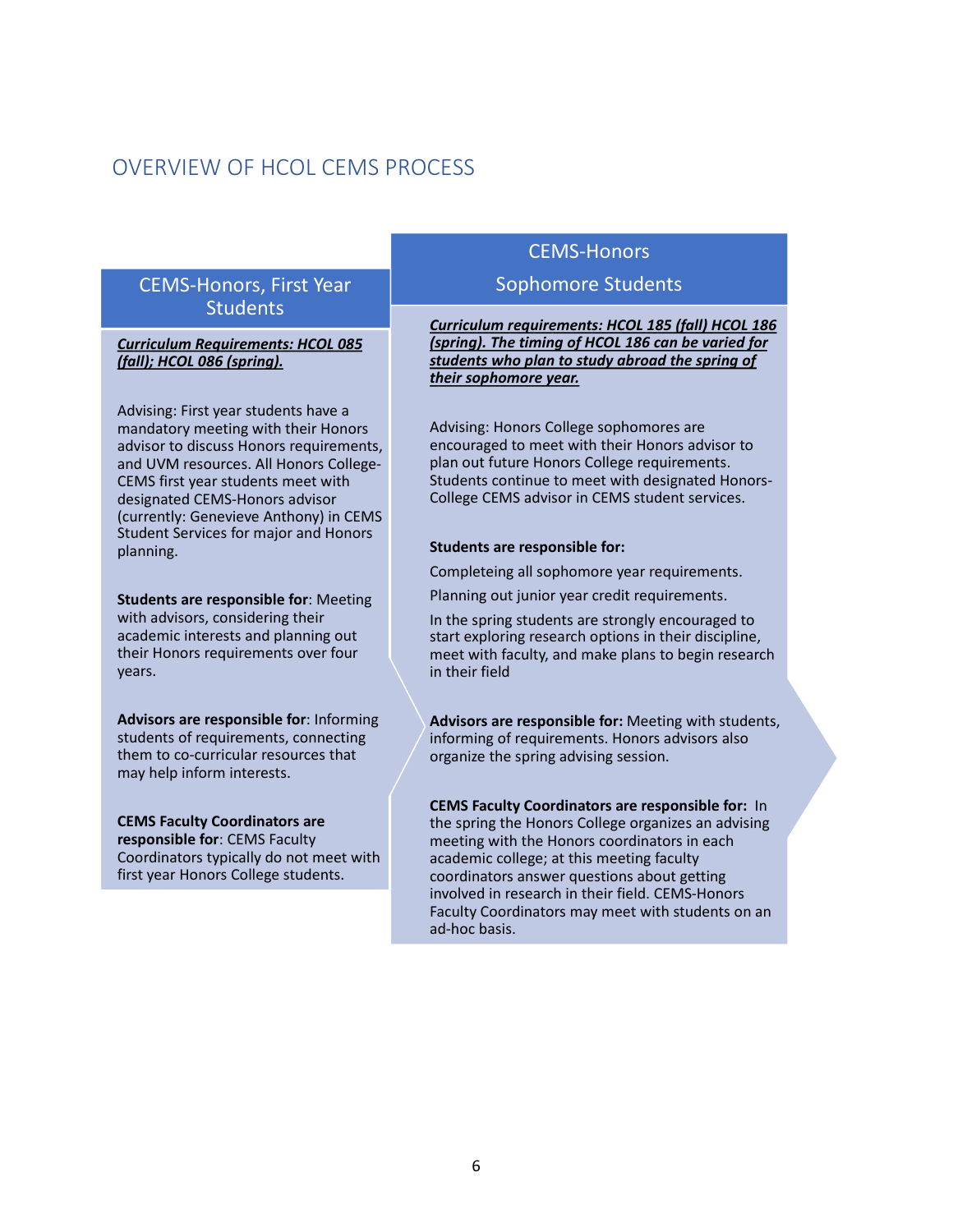# OVERVIEW OF HCOL CEMS PROCESS

## CEMS-Honors, First Year Students

***Curriculum Requirements: HCOL 085 (fall); HCOL 086 (spring).***

Advising: First year students have a mandatory meeting with their Honors advisor to discuss Honors requirements, and UVM resources. All Honors College-CEMS first year students meet with designated CEMS-Honors advisor (currently: Genevieve Anthony) in CEMS Student Services for major and Honors planning.

**Students are responsible for**: Meeting with advisors, considering their academic interests and planning out their Honors requirements over four years.

**Advisors are responsible for**: Informing students of requirements, connecting them to co-curricular resources that may help inform interests.

**CEMS Faculty Coordinators are responsible for**: CEMS Faculty Coordinators typically do not meet with first year Honors College students.

## CEMS-Honors Sophomore Students

***Curriculum requirements: HCOL 185 (fall) HCOL 186 (spring). The timing of HCOL 186 can be varied for students who plan to study abroad the spring of their sophomore year.***

Advising: Honors College sophomores are encouraged to meet with their Honors advisor to plan out future Honors College requirements. Students continue to meet with designated Honors-College CEMS advisor in CEMS student services.

**Students are responsible for:**

Completeing all sophomore year requirements.

Planning out junior year credit requirements.

In the spring students are strongly encouraged to start exploring research options in their discipline, meet with faculty, and make plans to begin research in their field

**Advisors are responsible for:** Meeting with students, informing of requirements. Honors advisors also organize the spring advising session.

**CEMS Faculty Coordinators are responsible for:** In the spring the Honors College organizes an advising meeting with the Honors coordinators in each academic college; at this meeting faculty coordinators answer questions about getting involved in research in their field. CEMS-Honors Faculty Coordinators may meet with students on an ad-hoc basis.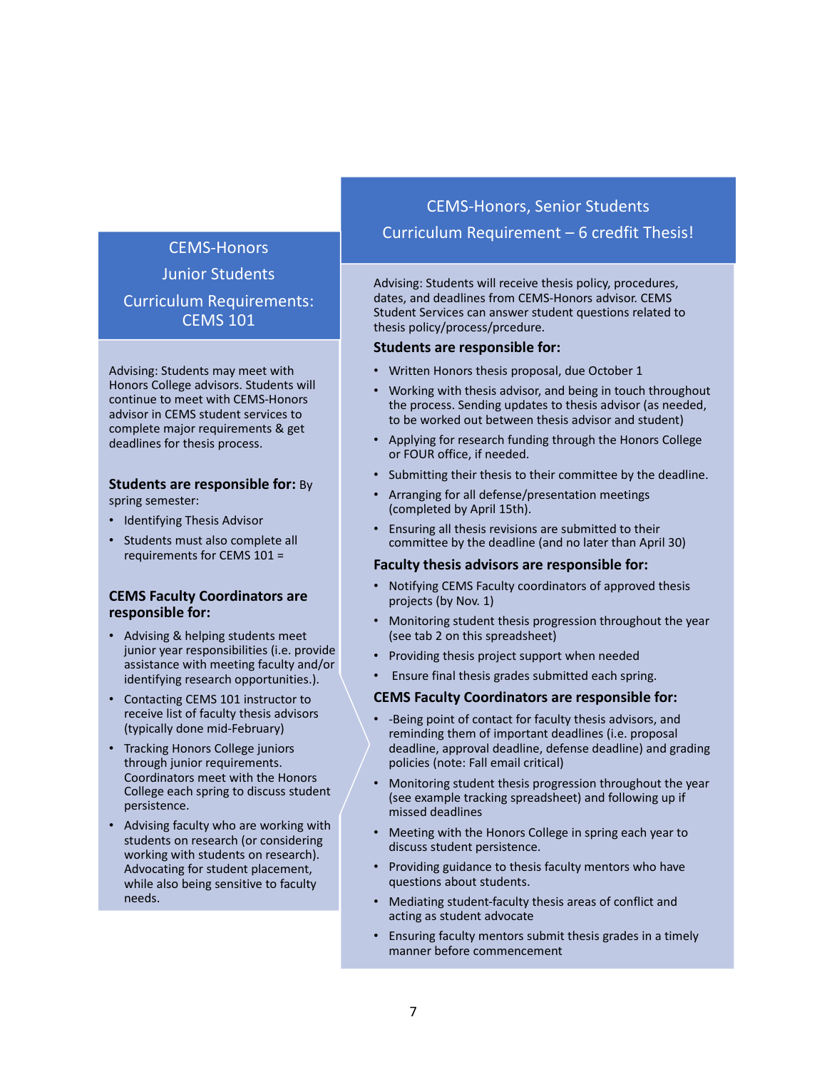## CEMS-Honors Junior Students Curriculum Requirements: CEMS 101

Advising: Students may meet with Honors College advisors. Students will continue to meet with CEMS-Honors advisor in CEMS student services to complete major requirements & get deadlines for thesis process.

**Students are responsible for:** By spring semester:

- Identifying Thesis Advisor
- Students must also complete all requirements for CEMS 101 =

**CEMS Faculty Coordinators are responsible for:**

- Advising & helping students meet junior year responsibilities (i.e. provide assistance with meeting faculty and/or identifying research opportunities.).
- Contacting CEMS 101 instructor to receive list of faculty thesis advisors (typically done mid-February)
- Tracking Honors College juniors through junior requirements. Coordinators meet with the Honors College each spring to discuss student persistence.
- Advising faculty who are working with students on research (or considering working with students on research). Advocating for student placement, while also being sensitive to faculty needs.

## CEMS-Honors, Senior Students Curriculum Requirement – 6 credfit Thesis!

Advising: Students will receive thesis policy, procedures, dates, and deadlines from CEMS-Honors advisor. CEMS Student Services can answer student questions related to thesis policy/process/prcedure.

**Students are responsible for:**

- Written Honors thesis proposal, due October 1
- Working with thesis advisor, and being in touch throughout the process. Sending updates to thesis advisor (as needed, to be worked out between thesis advisor and student)
- Applying for research funding through the Honors College or FOUR office, if needed.
- Submitting their thesis to their committee by the deadline.
- Arranging for all defense/presentation meetings (completed by April 15th).
- Ensuring all thesis revisions are submitted to their committee by the deadline (and no later than April 30)

**Faculty thesis advisors are responsible for:**

- Notifying CEMS Faculty coordinators of approved thesis projects (by Nov. 1)
- Monitoring student thesis progression throughout the year (see tab 2 on this spreadsheet)
- Providing thesis project support when needed
- Ensure final thesis grades submitted each spring.

**CEMS Faculty Coordinators are responsible for:**

- -Being point of contact for faculty thesis advisors, and reminding them of important deadlines (i.e. proposal deadline, approval deadline, defense deadline) and grading policies (note: Fall email critical)
- Monitoring student thesis progression throughout the year (see example tracking spreadsheet) and following up if missed deadlines
- Meeting with the Honors College in spring each year to discuss student persistence.
- Providing guidance to thesis faculty mentors who have questions about students.
- Mediating student-faculty thesis areas of conflict and acting as student advocate
- Ensuring faculty mentors submit thesis grades in a timely manner before commencement